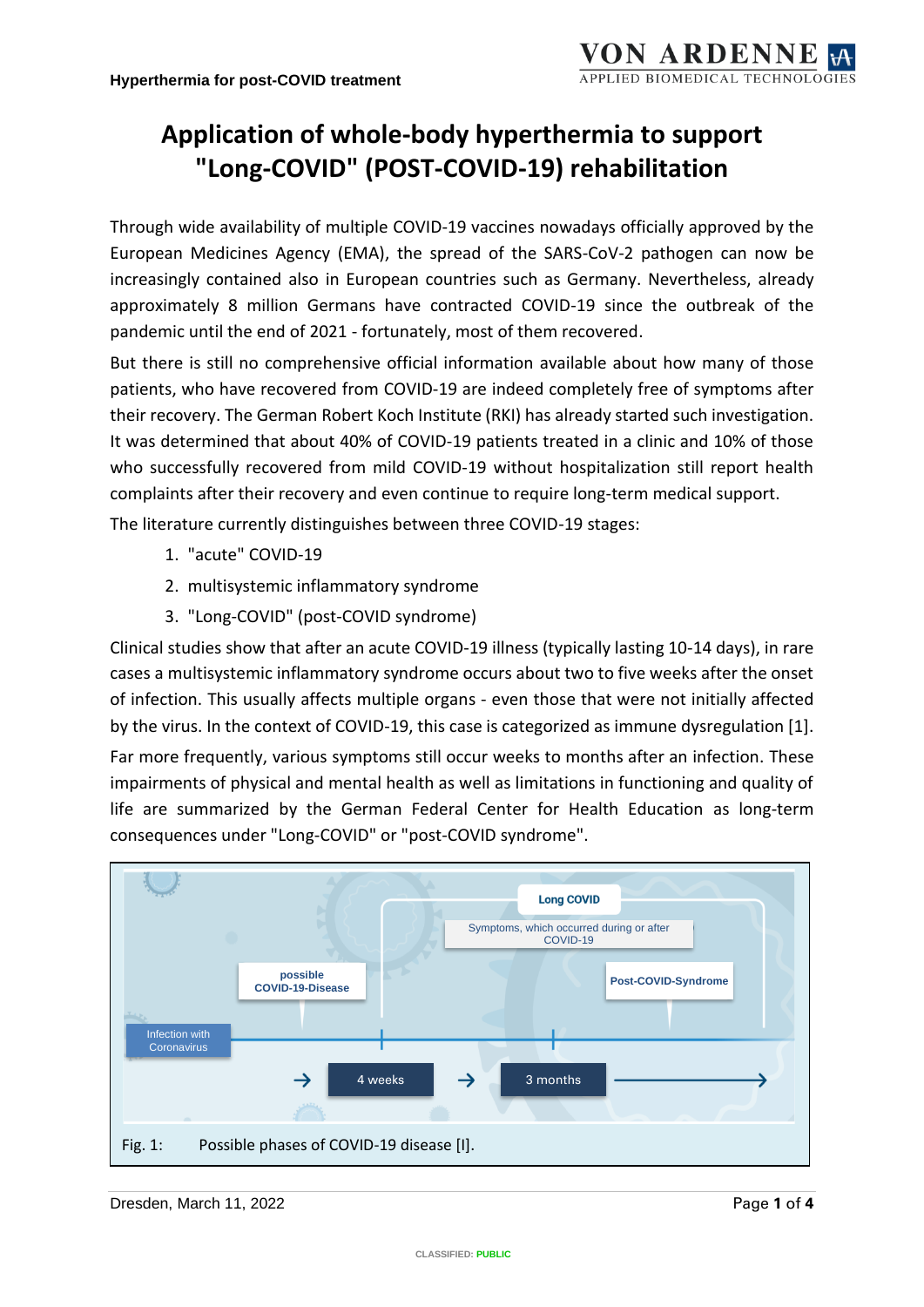# Application of whole-body hyperthermia to support "Long-COVID" (POST-COVID-19) rehabilitation

Through wide availability of multiple COVID-19 vaccines nowadays officially approved by the European Medicines Agency (EMA), the spread of the SARS-CoV-2 pathogen can now be increasingly contained also in European countries such as Germany. Nevertheless, already approximately 8 million Germans have contracted COVID-19 since the outbreak of the pandemic until the end of 2021 - fortunately, most of them recovered.

But there is still no comprehensive official information available about how many of those patients, who have recovered from COVID-19 are indeed completely free of symptoms after their recovery. The German Robert Koch Institute (RKI) has already started such investigation. It was determined that about 40% of COVID-19 patients treated in a clinic and 10% of those who successfully recovered from mild COVID-19 without hospitalization still report health complaints after their recovery and even continue to require long-term medical support.

The literature currently distinguishes between three COVID-19 stages:

1. "acute" COVID-19
2. multisystemic inflammatory syndrome
3. "Long-COVID" (post-COVID syndrome)

Clinical studies show that after an acute COVID-19 illness (typically lasting 10-14 days), in rare cases a multisystemic inflammatory syndrome occurs about two to five weeks after the onset of infection. This usually affects multiple organs - even those that were not initially affected by the virus. In the context of COVID-19, this case is categorized as immune dysregulation [1].

Far more frequently, various symptoms still occur weeks to months after an infection. These impairments of physical and mental health as well as limitations in functioning and quality of life are summarized by the German Federal Center for Health Education as long-term consequences under "Long-COVID" or "post-COVID syndrome".

Infection with Coronavirus → possible COVID-19-Disease → 4 weeks → Long COVID (Symptoms, which occurred during or after COVID-19) → 3 months → Post-COVID-Syndrome →

Fig. 1: Possible phases of COVID-19 disease [I].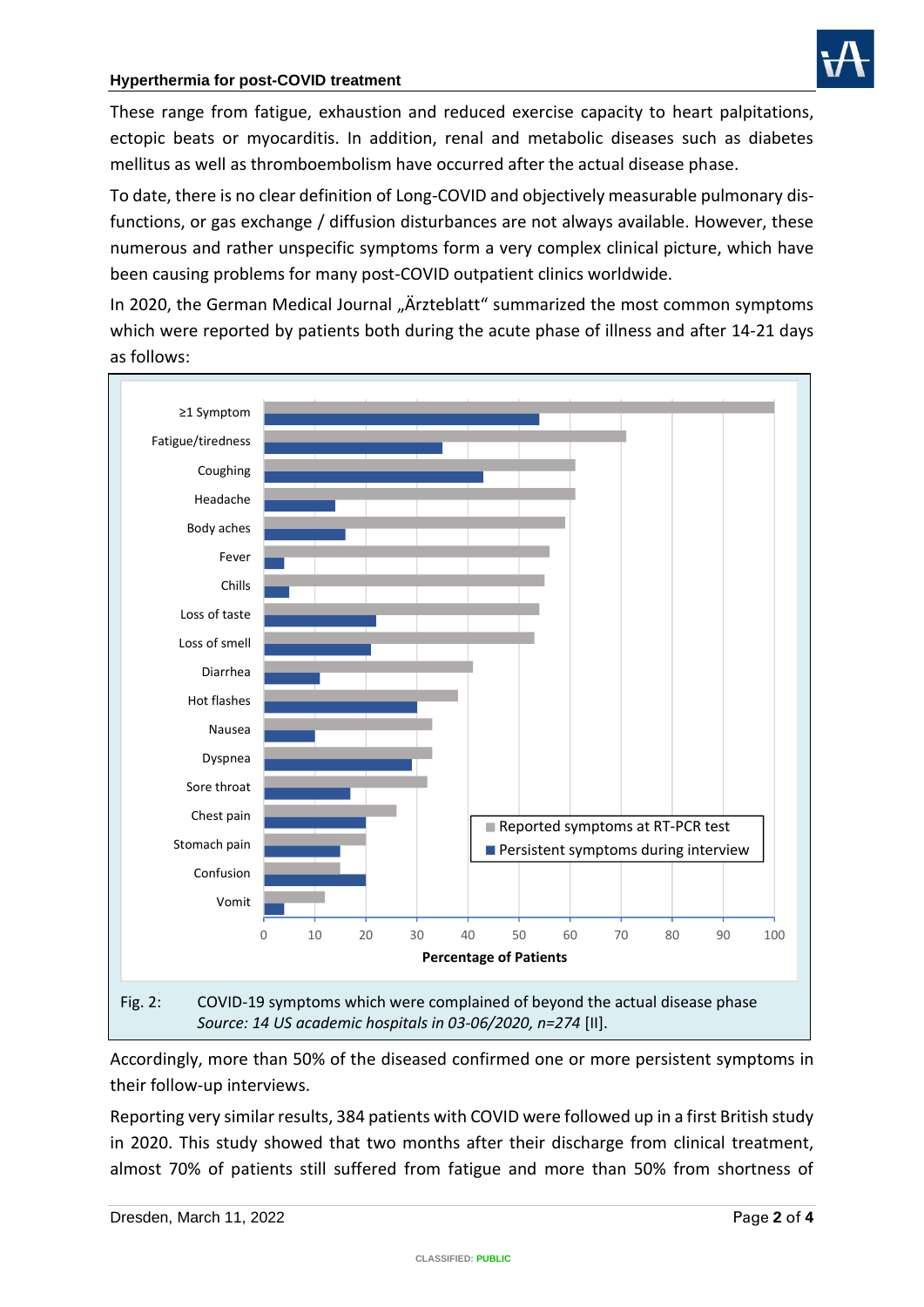These range from fatigue, exhaustion and reduced exercise capacity to heart palpitations, ectopic beats or myocarditis. In addition, renal and metabolic diseases such as diabetes mellitus as well as thromboembolism have occurred after the actual disease phase.

To date, there is no clear definition of Long-COVID and objectively measurable pulmonary dis-functions, or gas exchange / diffusion disturbances are not always available. However, these numerous and rather unspecific symptoms form a very complex clinical picture, which have been causing problems for many post-COVID outpatient clinics worldwide.

In 2020, the German Medical Journal „Ärzteblatt" summarized the most common symptoms which were reported by patients both during the acute phase of illness and after 14-21 days as follows:

Fig. 2: COVID-19 symptoms which were complained of beyond the actual disease phase
*Source: 14 US academic hospitals in 03-06/2020, n=274* [II].

Accordingly, more than 50% of the diseased confirmed one or more persistent symptoms in their follow-up interviews.

Reporting very similar results, 384 patients with COVID were followed up in a first British study in 2020. This study showed that two months after their discharge from clinical treatment, almost 70% of patients still suffered from fatigue and more than 50% from shortness of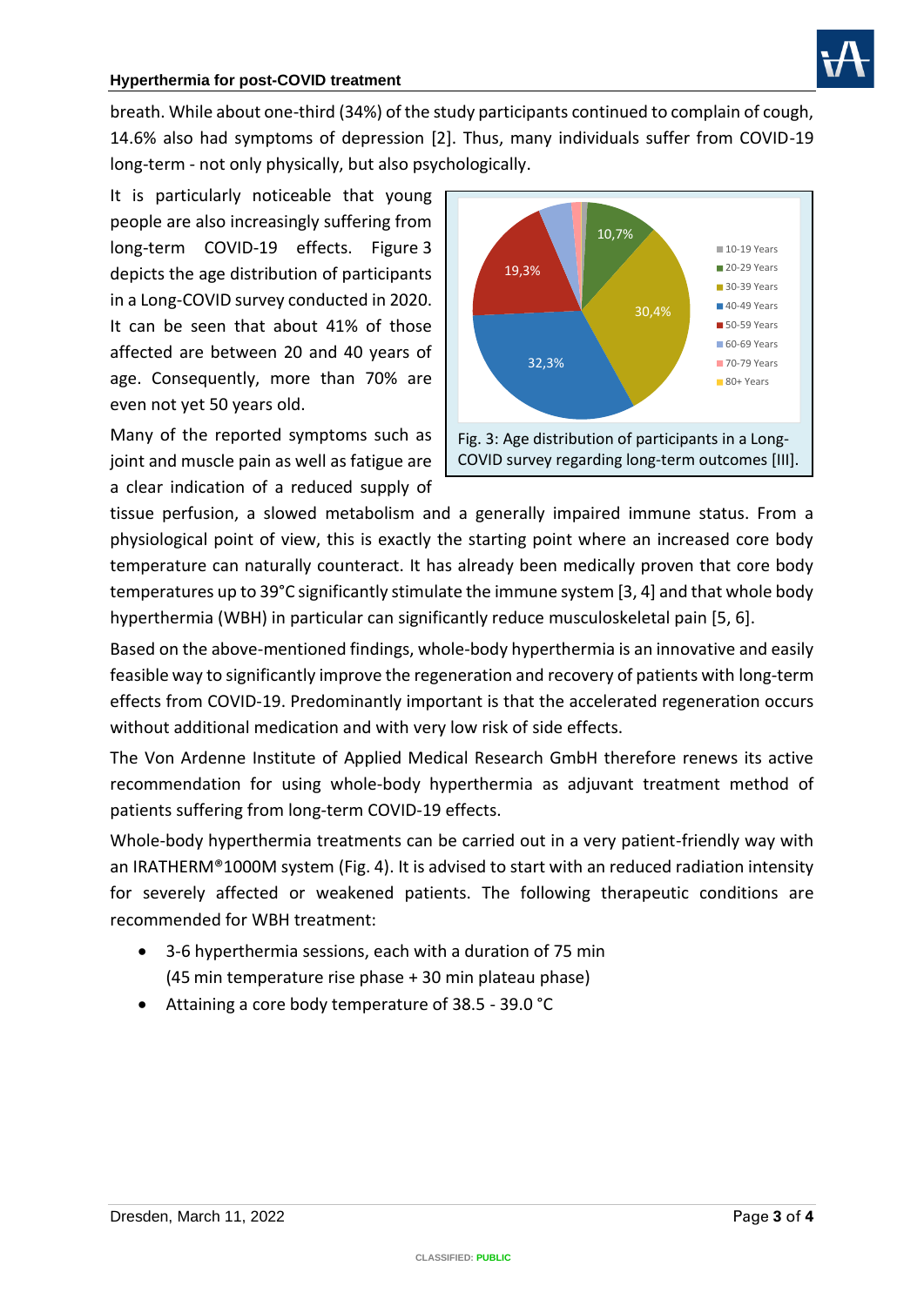breath. While about one-third (34%) of the study participants continued to complain of cough, 14.6% also had symptoms of depression [2]. Thus, many individuals suffer from COVID-19 long-term - not only physically, but also psychologically.

It is particularly noticeable that young people are also increasingly suffering from long-term COVID-19 effects. Figure 3 depicts the age distribution of participants in a Long-COVID survey conducted in 2020. It can be seen that about 41% of those affected are between 20 and 40 years of age. Consequently, more than 70% are even not yet 50 years old.

Fig. 3: Age distribution of participants in a Long-COVID survey regarding long-term outcomes [III].

Many of the reported symptoms such as joint and muscle pain as well as fatigue are a clear indication of a reduced supply of tissue perfusion, a slowed metabolism and a generally impaired immune status. From a physiological point of view, this is exactly the starting point where an increased core body temperature can naturally counteract. It has already been medically proven that core body temperatures up to 39°C significantly stimulate the immune system [3, 4] and that whole body hyperthermia (WBH) in particular can significantly reduce musculoskeletal pain [5, 6].

Based on the above-mentioned findings, whole-body hyperthermia is an innovative and easily feasible way to significantly improve the regeneration and recovery of patients with long-term effects from COVID-19. Predominantly important is that the accelerated regeneration occurs without additional medication and with very low risk of side effects.

The Von Ardenne Institute of Applied Medical Research GmbH therefore renews its active recommendation for using whole-body hyperthermia as adjuvant treatment method of patients suffering from long-term COVID-19 effects.

Whole-body hyperthermia treatments can be carried out in a very patient-friendly way with an IRATHERM®1000M system (Fig. 4). It is advised to start with an reduced radiation intensity for severely affected or weakened patients. The following therapeutic conditions are recommended for WBH treatment:

- 3-6 hyperthermia sessions, each with a duration of 75 min
  (45 min temperature rise phase + 30 min plateau phase)
- Attaining a core body temperature of 38.5 - 39.0 °C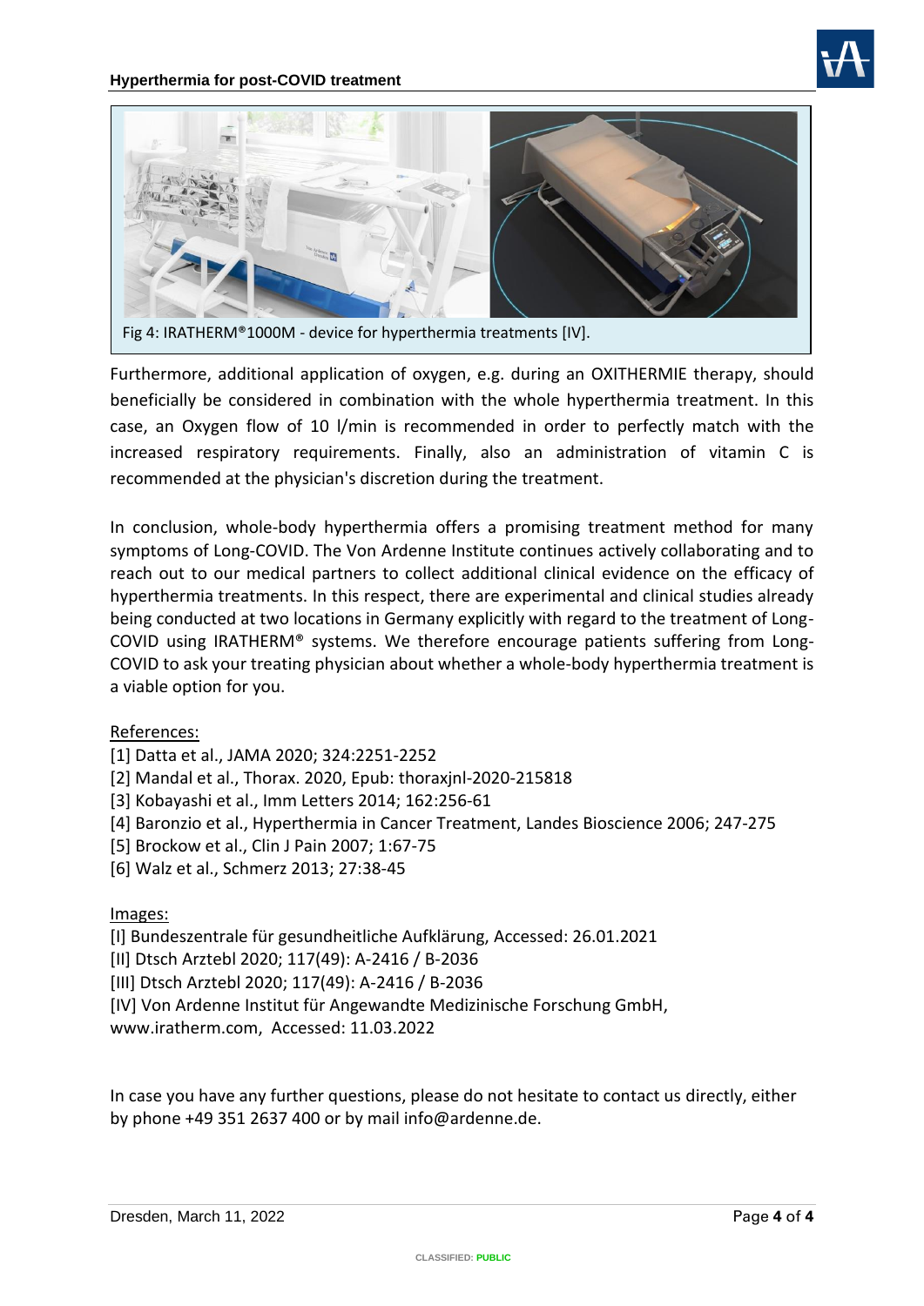Fig 4: IRATHERM®1000M - device for hyperthermia treatments [IV].

Furthermore, additional application of oxygen, e.g. during an OXITHERMIE therapy, should beneficially be considered in combination with the whole hyperthermia treatment. In this case, an Oxygen flow of 10 l/min is recommended in order to perfectly match with the increased respiratory requirements. Finally, also an administration of vitamin C is recommended at the physician's discretion during the treatment.

In conclusion, whole-body hyperthermia offers a promising treatment method for many symptoms of Long-COVID. The Von Ardenne Institute continues actively collaborating and to reach out to our medical partners to collect additional clinical evidence on the efficacy of hyperthermia treatments. In this respect, there are experimental and clinical studies already being conducted at two locations in Germany explicitly with regard to the treatment of Long-COVID using IRATHERM® systems. We therefore encourage patients suffering from Long-COVID to ask your treating physician about whether a whole-body hyperthermia treatment is a viable option for you.

References:

[1] Datta et al., JAMA 2020; 324:2251-2252
[2] Mandal et al., Thorax. 2020, Epub: thoraxjnl-2020-215818
[3] Kobayashi et al., Imm Letters 2014; 162:256-61
[4] Baronzio et al., Hyperthermia in Cancer Treatment, Landes Bioscience 2006; 247-275
[5] Brockow et al., Clin J Pain 2007; 1:67-75
[6] Walz et al., Schmerz 2013; 27:38-45

Images:

[I] Bundeszentrale für gesundheitliche Aufklärung, Accessed: 26.01.2021
[II] Dtsch Arztebl 2020; 117(49): A-2416 / B-2036
[III] Dtsch Arztebl 2020; 117(49): A-2416 / B-2036
[IV] Von Ardenne Institut für Angewandte Medizinische Forschung GmbH, www.iratherm.com, Accessed: 11.03.2022

In case you have any further questions, please do not hesitate to contact us directly, either by phone +49 351 2637 400 or by mail info@ardenne.de.

Dresden, March 11, 2022